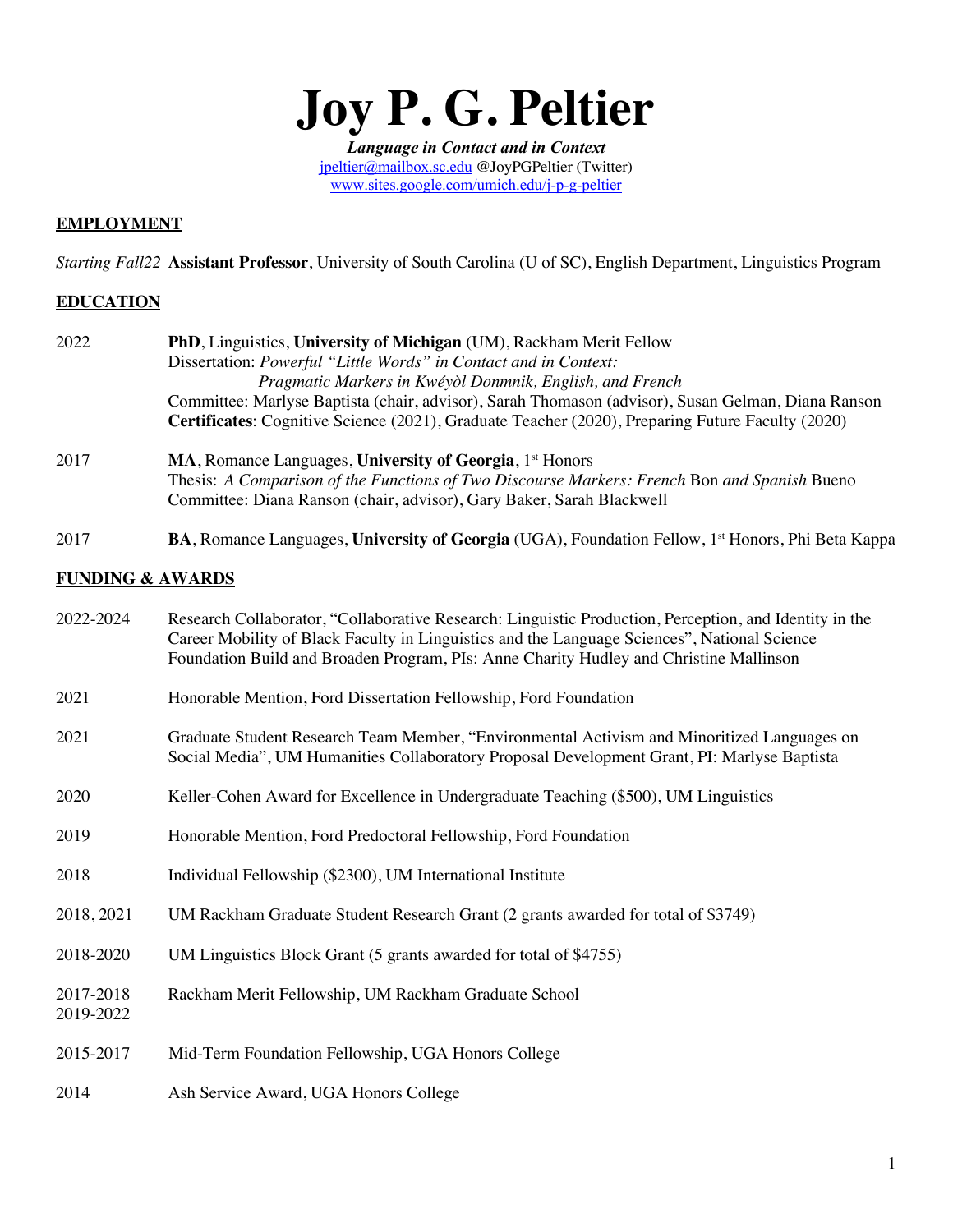# Joy P. G. Peltier

***Language in Contact and in Context***
jpeltier@mailbox.sc.edu @JoyPGPeltier (Twitter)
www.sites.google.com/umich.edu/j-p-g-peltier

## EMPLOYMENT

*Starting Fall22* **Assistant Professor**, University of South Carolina (U of SC), English Department, Linguistics Program

## EDUCATION

2022 **PhD**, Linguistics, **University of Michigan** (UM), Rackham Merit Fellow
Dissertation: *Powerful "Little Words" in Contact and in Context: Pragmatic Markers in Kwéyòl Donmnik, English, and French*
Committee: Marlyse Baptista (chair, advisor), Sarah Thomason (advisor), Susan Gelman, Diana Ranson
**Certificates**: Cognitive Science (2021), Graduate Teacher (2020), Preparing Future Faculty (2020)

2017 **MA**, Romance Languages, **University of Georgia**, 1st Honors
Thesis: *A Comparison of the Functions of Two Discourse Markers: French* Bon *and Spanish* Bueno
Committee: Diana Ranson (chair, advisor), Gary Baker, Sarah Blackwell

2017 **BA**, Romance Languages, **University of Georgia** (UGA), Foundation Fellow, 1st Honors, Phi Beta Kappa

## FUNDING & AWARDS

2022-2024 Research Collaborator, "Collaborative Research: Linguistic Production, Perception, and Identity in the Career Mobility of Black Faculty in Linguistics and the Language Sciences", National Science Foundation Build and Broaden Program, PIs: Anne Charity Hudley and Christine Mallinson

2021 Honorable Mention, Ford Dissertation Fellowship, Ford Foundation

2021 Graduate Student Research Team Member, "Environmental Activism and Minoritized Languages on Social Media", UM Humanities Collaboratory Proposal Development Grant, PI: Marlyse Baptista

2020 Keller-Cohen Award for Excellence in Undergraduate Teaching ($500), UM Linguistics

2019 Honorable Mention, Ford Predoctoral Fellowship, Ford Foundation

2018 Individual Fellowship ($2300), UM International Institute

2018, 2021 UM Rackham Graduate Student Research Grant (2 grants awarded for total of $3749)

2018-2020 UM Linguistics Block Grant (5 grants awarded for total of $4755)

2017-2018, 2019-2022 Rackham Merit Fellowship, UM Rackham Graduate School

2015-2017 Mid-Term Foundation Fellowship, UGA Honors College

2014 Ash Service Award, UGA Honors College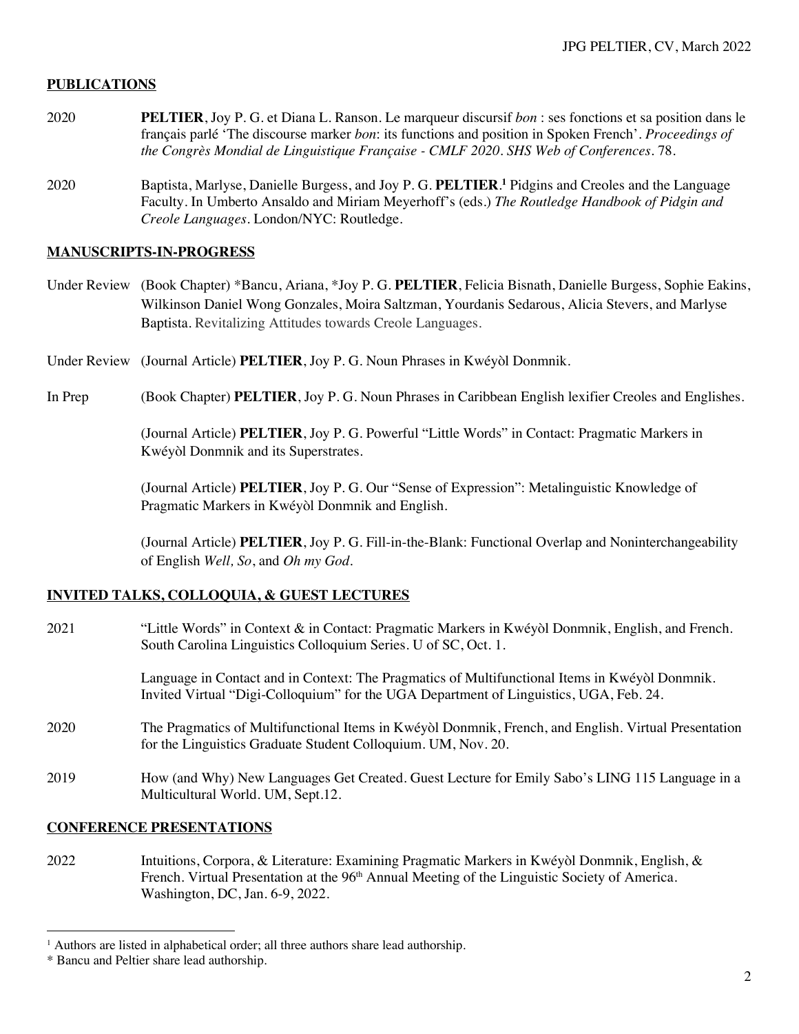## PUBLICATIONS

2020 **PELTIER**, Joy P. G. et Diana L. Ranson. Le marqueur discursif *bon* : ses fonctions et sa position dans le français parlé 'The discourse marker *bon*: its functions and position in Spoken French'. *Proceedings of the Congrès Mondial de Linguistique Française - CMLF 2020. SHS Web of Conferences*. 78.

2020 Baptista, Marlyse, Danielle Burgess, and Joy P. G. **PELTIER**.[1] Pidgins and Creoles and the Language Faculty. In Umberto Ansaldo and Miriam Meyerhoff's (eds.) *The Routledge Handbook of Pidgin and Creole Languages*. London/NYC: Routledge.

## MANUSCRIPTS-IN-PROGRESS

Under Review (Book Chapter) *Bancu, Ariana, *Joy P. G. **PELTIER**, Felicia Bisnath, Danielle Burgess, Sophie Eakins, Wilkinson Daniel Wong Gonzales, Moira Saltzman, Yourdanis Sedarous, Alicia Stevers, and Marlyse Baptista. Revitalizing Attitudes towards Creole Languages.

Under Review (Journal Article) **PELTIER**, Joy P. G. Noun Phrases in Kwéyòl Donmnik.

In Prep (Book Chapter) **PELTIER**, Joy P. G. Noun Phrases in Caribbean English lexifier Creoles and Englishes.

(Journal Article) **PELTIER**, Joy P. G. Powerful "Little Words" in Contact: Pragmatic Markers in Kwéyòl Donmnik and its Superstrates.

(Journal Article) **PELTIER**, Joy P. G. Our "Sense of Expression": Metalinguistic Knowledge of Pragmatic Markers in Kwéyòl Donmnik and English.

(Journal Article) **PELTIER**, Joy P. G. Fill-in-the-Blank: Functional Overlap and Noninterchangeability of English *Well, So*, and *Oh my God*.

## INVITED TALKS, COLLOQUIA, & GUEST LECTURES

2021 "Little Words" in Context & in Contact: Pragmatic Markers in Kwéyòl Donmnik, English, and French. South Carolina Linguistics Colloquium Series. U of SC, Oct. 1.

Language in Contact and in Context: The Pragmatics of Multifunctional Items in Kwéyòl Donmnik. Invited Virtual "Digi-Colloquium" for the UGA Department of Linguistics, UGA, Feb. 24.

2020 The Pragmatics of Multifunctional Items in Kwéyòl Donmnik, French, and English. Virtual Presentation for the Linguistics Graduate Student Colloquium. UM, Nov. 20.

2019 How (and Why) New Languages Get Created. Guest Lecture for Emily Sabo's LING 115 Language in a Multicultural World. UM, Sept.12.

## CONFERENCE PRESENTATIONS

2022 Intuitions, Corpora, & Literature: Examining Pragmatic Markers in Kwéyòl Donmnik, English, & French. Virtual Presentation at the 96th Annual Meeting of the Linguistic Society of America. Washington, DC, Jan. 6-9, 2022.

---

[1] Authors are listed in alphabetical order; all three authors share lead authorship.

* Bancu and Peltier share lead authorship.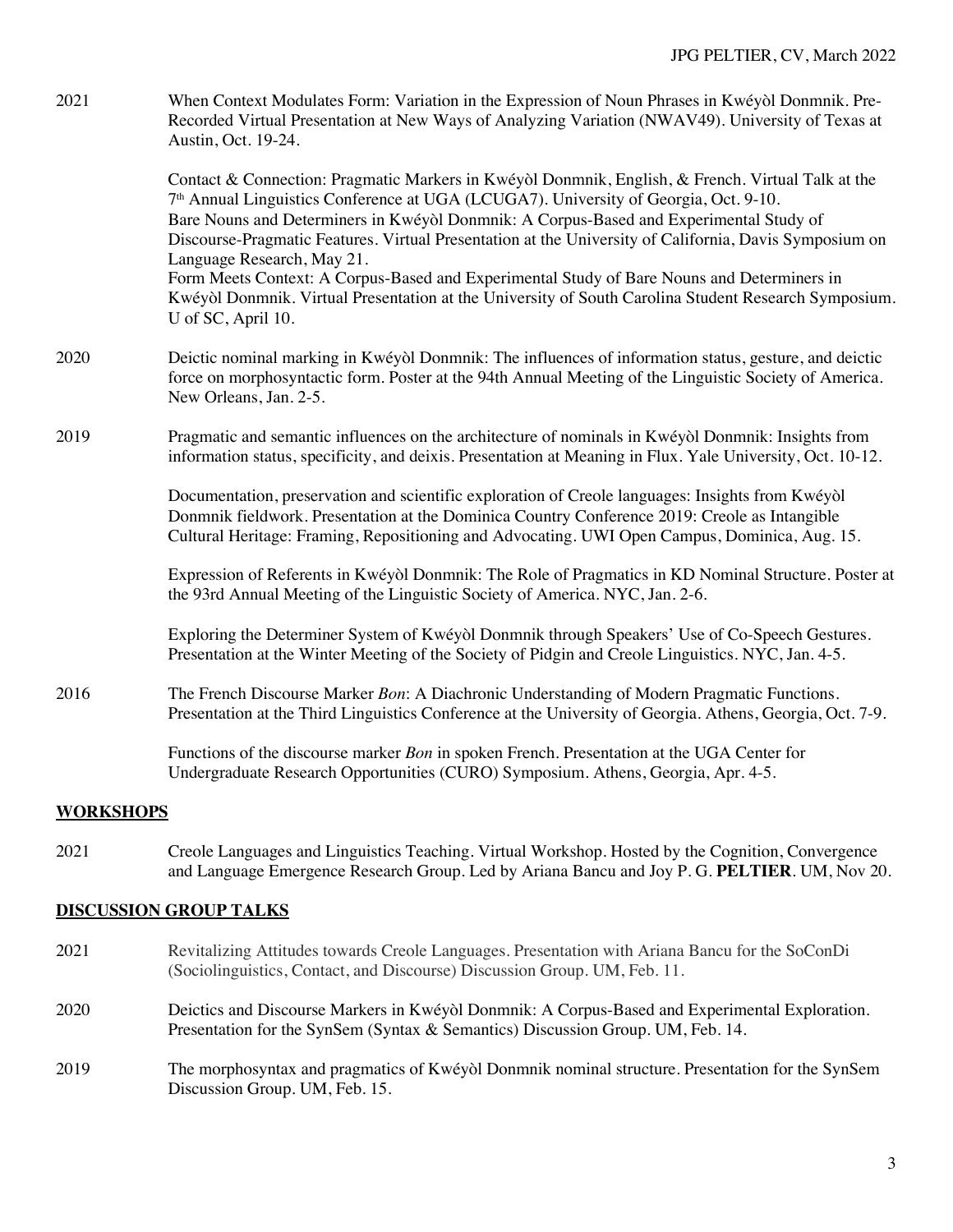2021 When Context Modulates Form: Variation in the Expression of Noun Phrases in Kwéyòl Donmnik. Pre-Recorded Virtual Presentation at New Ways of Analyzing Variation (NWAV49). University of Texas at Austin, Oct. 19-24.

Contact & Connection: Pragmatic Markers in Kwéyòl Donmnik, English, & French. Virtual Talk at the 7th Annual Linguistics Conference at UGA (LCUGA7). University of Georgia, Oct. 9-10.

Bare Nouns and Determiners in Kwéyòl Donmnik: A Corpus-Based and Experimental Study of Discourse-Pragmatic Features. Virtual Presentation at the University of California, Davis Symposium on Language Research, May 21.

Form Meets Context: A Corpus-Based and Experimental Study of Bare Nouns and Determiners in Kwéyòl Donmnik. Virtual Presentation at the University of South Carolina Student Research Symposium. U of SC, April 10.

2020 Deictic nominal marking in Kwéyòl Donmnik: The influences of information status, gesture, and deictic force on morphosyntactic form. Poster at the 94th Annual Meeting of the Linguistic Society of America. New Orleans, Jan. 2-5.

2019 Pragmatic and semantic influences on the architecture of nominals in Kwéyòl Donmnik: Insights from information status, specificity, and deixis. Presentation at Meaning in Flux. Yale University, Oct. 10-12.

Documentation, preservation and scientific exploration of Creole languages: Insights from Kwéyòl Donmnik fieldwork. Presentation at the Dominica Country Conference 2019: Creole as Intangible Cultural Heritage: Framing, Repositioning and Advocating. UWI Open Campus, Dominica, Aug. 15.

Expression of Referents in Kwéyòl Donmnik: The Role of Pragmatics in KD Nominal Structure. Poster at the 93rd Annual Meeting of the Linguistic Society of America. NYC, Jan. 2-6.

Exploring the Determiner System of Kwéyòl Donmnik through Speakers' Use of Co-Speech Gestures. Presentation at the Winter Meeting of the Society of Pidgin and Creole Linguistics. NYC, Jan. 4-5.

2016 The French Discourse Marker *Bon*: A Diachronic Understanding of Modern Pragmatic Functions. Presentation at the Third Linguistics Conference at the University of Georgia. Athens, Georgia, Oct. 7-9.

Functions of the discourse marker *Bon* in spoken French. Presentation at the UGA Center for Undergraduate Research Opportunities (CURO) Symposium. Athens, Georgia, Apr. 4-5.

## WORKSHOPS

2021 Creole Languages and Linguistics Teaching. Virtual Workshop. Hosted by the Cognition, Convergence and Language Emergence Research Group. Led by Ariana Bancu and Joy P. G. **PELTIER**. UM, Nov 20.

## DISCUSSION GROUP TALKS

2021 Revitalizing Attitudes towards Creole Languages. Presentation with Ariana Bancu for the SoConDi (Sociolinguistics, Contact, and Discourse) Discussion Group. UM, Feb. 11.

2020 Deictics and Discourse Markers in Kwéyòl Donmnik: A Corpus-Based and Experimental Exploration. Presentation for the SynSem (Syntax & Semantics) Discussion Group. UM, Feb. 14.

2019 The morphosyntax and pragmatics of Kwéyòl Donmnik nominal structure. Presentation for the SynSem Discussion Group. UM, Feb. 15.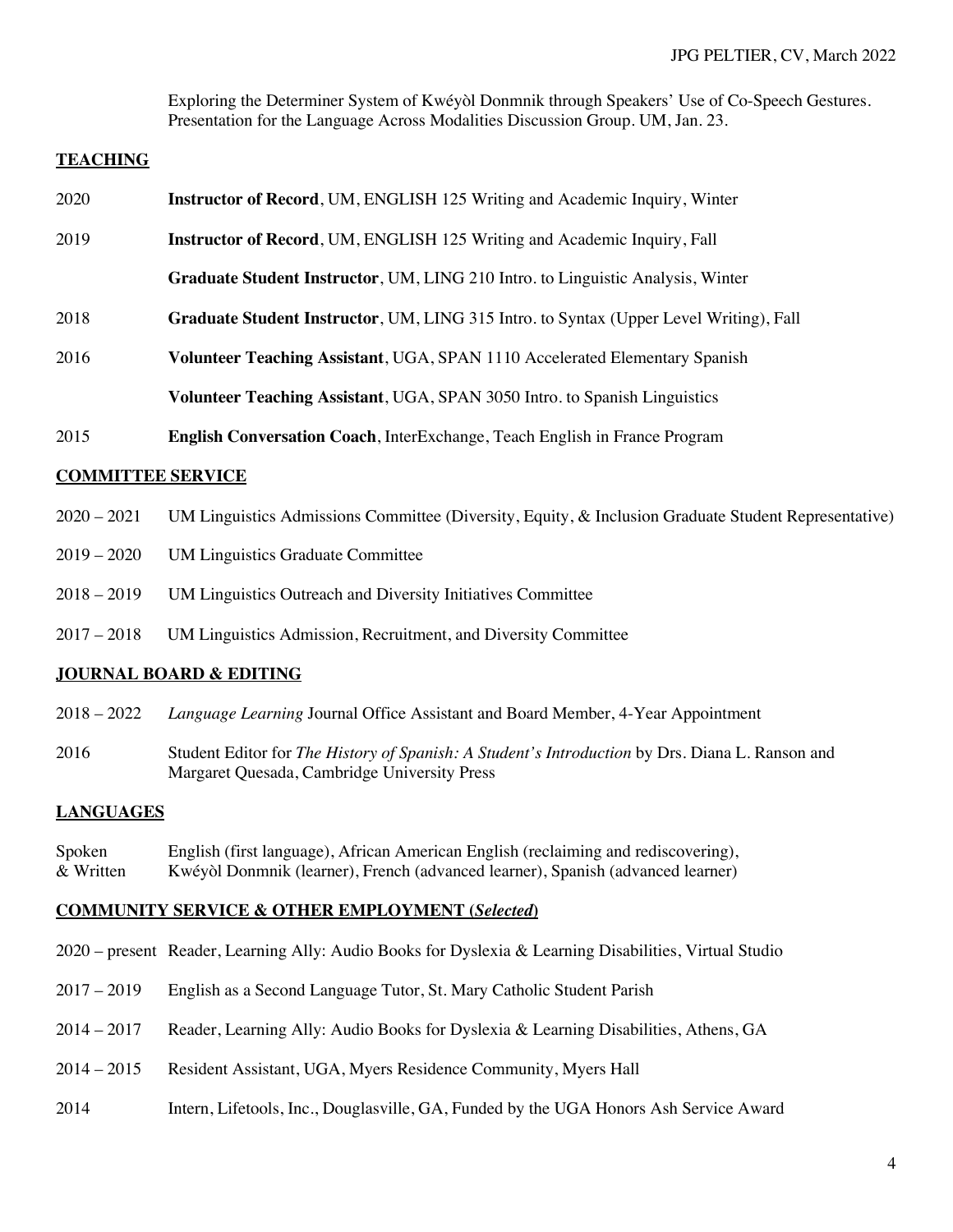Exploring the Determiner System of Kwéyòl Donmnik through Speakers' Use of Co-Speech Gestures. Presentation for the Language Across Modalities Discussion Group. UM, Jan. 23.

## TEACHING

2020 **Instructor of Record**, UM, ENGLISH 125 Writing and Academic Inquiry, Winter

2019 **Instructor of Record**, UM, ENGLISH 125 Writing and Academic Inquiry, Fall

**Graduate Student Instructor**, UM, LING 210 Intro. to Linguistic Analysis, Winter

2018 **Graduate Student Instructor**, UM, LING 315 Intro. to Syntax (Upper Level Writing), Fall

2016 **Volunteer Teaching Assistant**, UGA, SPAN 1110 Accelerated Elementary Spanish

**Volunteer Teaching Assistant**, UGA, SPAN 3050 Intro. to Spanish Linguistics

2015 **English Conversation Coach**, InterExchange, Teach English in France Program

## COMMITTEE SERVICE

2020 – 2021 UM Linguistics Admissions Committee (Diversity, Equity, & Inclusion Graduate Student Representative)

2019 – 2020 UM Linguistics Graduate Committee

2018 – 2019 UM Linguistics Outreach and Diversity Initiatives Committee

2017 – 2018 UM Linguistics Admission, Recruitment, and Diversity Committee

## JOURNAL BOARD & EDITING

2018 – 2022 *Language Learning* Journal Office Assistant and Board Member, 4-Year Appointment

2016 Student Editor for *The History of Spanish: A Student's Introduction* by Drs. Diana L. Ranson and Margaret Quesada, Cambridge University Press

## LANGUAGES

Spoken & Written: English (first language), African American English (reclaiming and rediscovering), Kwéyòl Donmnik (learner), French (advanced learner), Spanish (advanced learner)

## COMMUNITY SERVICE & OTHER EMPLOYMENT (*Selected*)

2020 – present Reader, Learning Ally: Audio Books for Dyslexia & Learning Disabilities, Virtual Studio

2017 – 2019 English as a Second Language Tutor, St. Mary Catholic Student Parish

2014 – 2017 Reader, Learning Ally: Audio Books for Dyslexia & Learning Disabilities, Athens, GA

2014 – 2015 Resident Assistant, UGA, Myers Residence Community, Myers Hall

2014 Intern, Lifetools, Inc., Douglasville, GA, Funded by the UGA Honors Ash Service Award